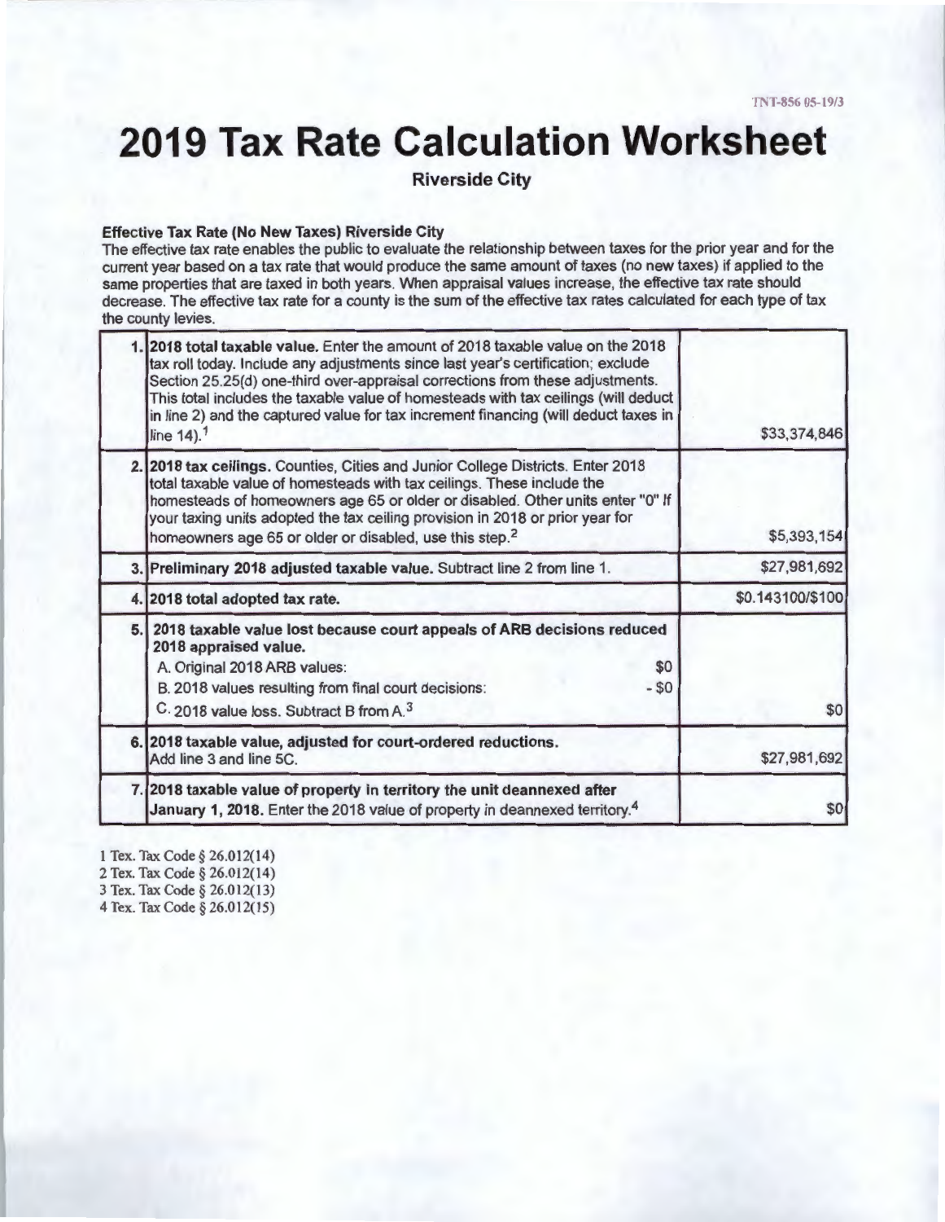TNT-856 05-19/3

# 2019 Tax Rate Calculation Worksheet

**Riverside City**

**Effective Tax Rate (No New Taxes) Riverside City**

The effective tax rate enables the public to evaluate the relationship between taxes for the prior year and for the current year based on a tax rate that would produce the same amount of taxes (no new taxes) if applied to the same properties that are taxed in both years. When appraisal values increase, the effective tax rate should decrease. The effective tax rate for a county is the sum of the effective tax rates calculated for each type of tax the county levies.

| | | |
|---|---|---|
| 1. | **2018 total taxable value.** Enter the amount of 2018 taxable value on the 2018 tax roll today. Include any adjustments since last year's certification; exclude Section 25.25(d) one-third over-appraisal corrections from these adjustments. This total includes the taxable value of homesteads with tax ceilings (will deduct in line 2) and the captured value for tax increment financing (will deduct taxes in line 14).[1] | $33,374,846 |
| 2. | **2018 tax ceilings.** Counties, Cities and Junior College Districts. Enter 2018 total taxable value of homesteads with tax ceilings. These include the homesteads of homeowners age 65 or older or disabled. Other units enter "0" If your taxing units adopted the tax ceiling provision in 2018 or prior year for homeowners age 65 or older or disabled, use this step.[2] | $5,393,154 |
| 3. | **Preliminary 2018 adjusted taxable value.** Subtract line 2 from line 1. | $27,981,692 |
| 4. | **2018 total adopted tax rate.** | $0.143100/$100 |
| 5. | **2018 taxable value lost because court appeals of ARB decisions reduced 2018 appraised value.**<br>A. Original 2018 ARB values: $0<br>B. 2018 values resulting from final court decisions: - $0<br>C. 2018 value loss. Subtract B from A.[3] | $0 |
| 6. | **2018 taxable value, adjusted for court-ordered reductions.** Add line 3 and line 5C. | $27,981,692 |
| 7. | **2018 taxable value of property in territory the unit deannexed after January 1, 2018.** Enter the 2018 value of property in deannexed territory.[4] | $0 |

1 Tex. Tax Code § 26.012(14)
2 Tex. Tax Code § 26.012(14)
3 Tex. Tax Code § 26.012(13)
4 Tex. Tax Code § 26.012(15)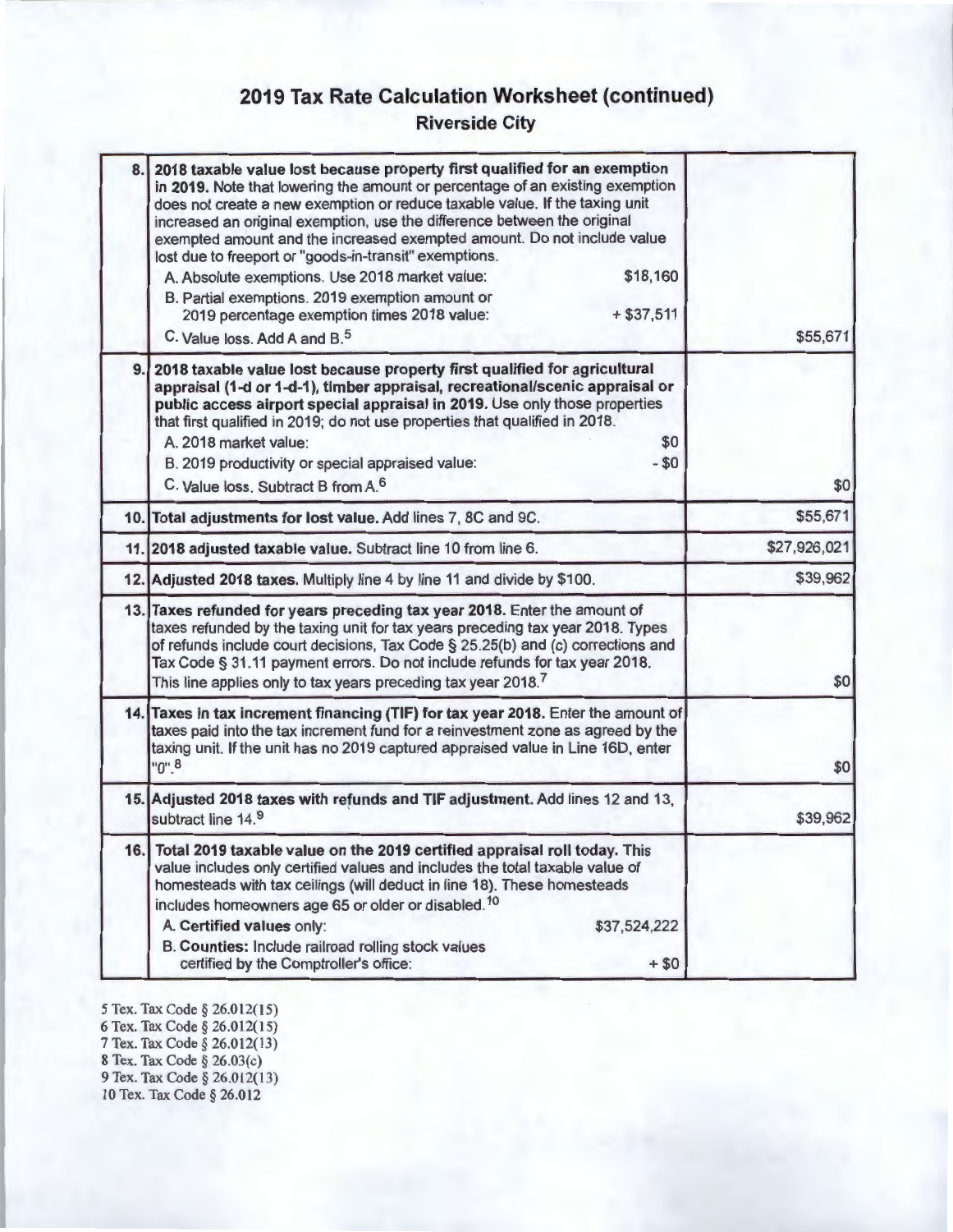# 2019 Tax Rate Calculation Worksheet (continued)

## Riverside City

| Line | Description | Amount |
|---|---|---|
| 8. | **2018 taxable value lost because property first qualified for an exemption in 2019.** Note that lowering the amount or percentage of an existing exemption does not create a new exemption or reduce taxable value. If the taxing unit increased an original exemption, use the difference between the original exempted amount and the increased exempted amount. Do not include value lost due to freeport or "goods-in-transit" exemptions.<br>A. Absolute exemptions. Use 2018 market value: $18,160<br>B. Partial exemptions. 2019 exemption amount or 2019 percentage exemption times 2018 value: + $37,511<br>C. Value loss. Add A and B.[5] | $55,671 |
| 9. | **2018 taxable value lost because property first qualified for agricultural appraisal (1-d or 1-d-1), timber appraisal, recreational/scenic appraisal or public access airport special appraisal in 2019.** Use only those properties that first qualified in 2019; do not use properties that qualified in 2018.<br>A. 2018 market value: $0<br>B. 2019 productivity or special appraised value: - $0<br>C. Value loss. Subtract B from A.[6] | $0 |
| 10. | **Total adjustments for lost value.** Add lines 7, 8C and 9C. | $55,671 |
| 11. | **2018 adjusted taxable value.** Subtract line 10 from line 6. | $27,926,021 |
| 12. | **Adjusted 2018 taxes.** Multiply line 4 by line 11 and divide by $100. | $39,962 |
| 13. | **Taxes refunded for years preceding tax year 2018.** Enter the amount of taxes refunded by the taxing unit for tax years preceding tax year 2018. Types of refunds include court decisions, Tax Code § 25.25(b) and (c) corrections and Tax Code § 31.11 payment errors. Do not include refunds for tax year 2018. This line applies only to tax years preceding tax year 2018.[7] | $0 |
| 14. | **Taxes in tax increment financing (TIF) for tax year 2018.** Enter the amount of taxes paid into the tax increment fund for a reinvestment zone as agreed by the taxing unit. If the unit has no 2019 captured appraised value in Line 16D, enter "0".[8] | $0 |
| 15. | **Adjusted 2018 taxes with refunds and TIF adjustment.** Add lines 12 and 13, subtract line 14.[9] | $39,962 |
| 16. | **Total 2019 taxable value on the 2019 certified appraisal roll today.** This value includes only certified values and includes the total taxable value of homesteads with tax ceilings (will deduct in line 18). These homesteads includes homeowners age 65 or older or disabled.[10]<br>A. **Certified values** only: $37,524,222<br>B. **Counties:** Include railroad rolling stock values certified by the Comptroller's office: + $0 | |

5 Tex. Tax Code § 26.012(15)
6 Tex. Tax Code § 26.012(15)
7 Tex. Tax Code § 26.012(13)
8 Tex. Tax Code § 26.03(c)
9 Tex. Tax Code § 26.012(13)
10 Tex. Tax Code § 26.012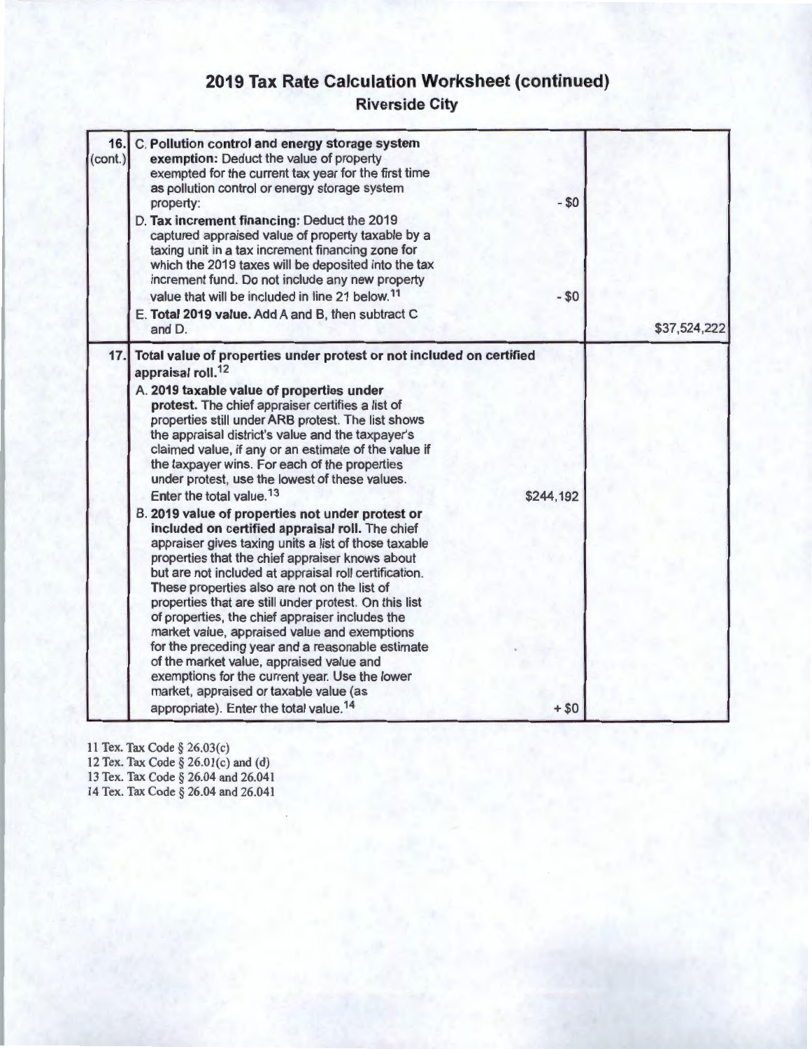## 2019 Tax Rate Calculation Worksheet (continued)

### Riverside City

| | | | |
|---|---|---|---|
| 16. (cont.) | C. **Pollution control and energy storage system exemption:** Deduct the value of property exempted for the current tax year for the first time as pollution control or energy storage system property:<br>D. **Tax increment financing:** Deduct the 2019 captured appraised value of property taxable by a taxing unit in a tax increment financing zone for which the 2019 taxes will be deposited into the tax increment fund. Do not include any new property value that will be included in line 21 below.[11]<br>E. **Total 2019 value.** Add A and B, then subtract C and D. | - $0<br><br>- $0 | $37,524,222 |
| 17. | **Total value of properties under protest or not included on certified appraisal roll.**[12]<br>A. **2019 taxable value of properties under protest.** The chief appraiser certifies a list of properties still under ARB protest. The list shows the appraisal district's value and the taxpayer's claimed value, if any or an estimate of the value if the taxpayer wins. For each of the properties under protest, use the lowest of these values. Enter the total value.[13]<br>B. **2019 value of properties not under protest or included on certified appraisal roll.** The chief appraiser gives taxing units a list of those taxable properties that the chief appraiser knows about but are not included at appraisal roll certification. These properties also are not on the list of properties that are still under protest. On this list of properties, the chief appraiser includes the market value, appraised value and exemptions for the preceding year and a reasonable estimate of the market value, appraised value and exemptions for the current year. Use the lower market, appraised or taxable value (as appropriate). Enter the total value.[14] | $244,192<br><br>+ $0 | |

11 Tex. Tax Code § 26.03(c)
12 Tex. Tax Code § 26.01(c) and (d)
13 Tex. Tax Code § 26.04 and 26.041
14 Tex. Tax Code § 26.04 and 26.041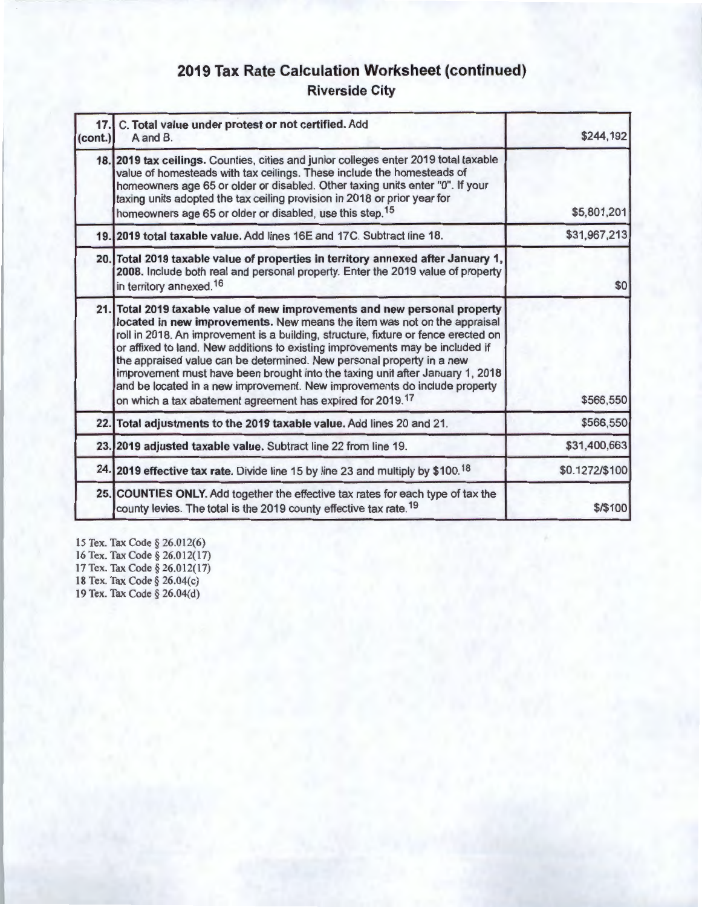## 2019 Tax Rate Calculation Worksheet (continued)

### Riverside City

| | | |
|---|---|---|
| **17. (cont.)** | C. **Total value under protest or not certified.** Add A and B. | $244,192 |
| **18.** | **2019 tax ceilings.** Counties, cities and junior colleges enter 2019 total taxable value of homesteads with tax ceilings. These include the homesteads of homeowners age 65 or older or disabled. Other taxing units enter "0". If your taxing units adopted the tax ceiling provision in 2018 or prior year for homeowners age 65 or older or disabled, use this step.[15] | $5,801,201 |
| **19.** | **2019 total taxable value.** Add lines 16E and 17C. Subtract line 18. | $31,967,213 |
| **20.** | **Total 2019 taxable value of properties in territory annexed after January 1, 2008.** Include both real and personal property. Enter the 2019 value of property in territory annexed.[16] | $0 |
| **21.** | **Total 2019 taxable value of new improvements and new personal property located in new improvements.** New means the item was not on the appraisal roll in 2018. An improvement is a building, structure, fixture or fence erected on or affixed to land. New additions to existing improvements may be included if the appraised value can be determined. New personal property in a new improvement must have been brought into the taxing unit after January 1, 2018 and be located in a new improvement. New improvements do include property on which a tax abatement agreement has expired for 2019.[17] | $566,550 |
| **22.** | **Total adjustments to the 2019 taxable value.** Add lines 20 and 21. | $566,550 |
| **23.** | **2019 adjusted taxable value.** Subtract line 22 from line 19. | $31,400,663 |
| **24.** | **2019 effective tax rate.** Divide line 15 by line 23 and multiply by $100.[18] | $0.1272/$100 |
| **25.** | **COUNTIES ONLY.** Add together the effective tax rates for each type of tax the county levies. The total is the 2019 county effective tax rate.[19] | $/$100 |

15 Tex. Tax Code § 26.012(6)
16 Tex. Tax Code § 26.012(17)
17 Tex. Tax Code § 26.012(17)
18 Tex. Tax Code § 26.04(c)
19 Tex. Tax Code § 26.04(d)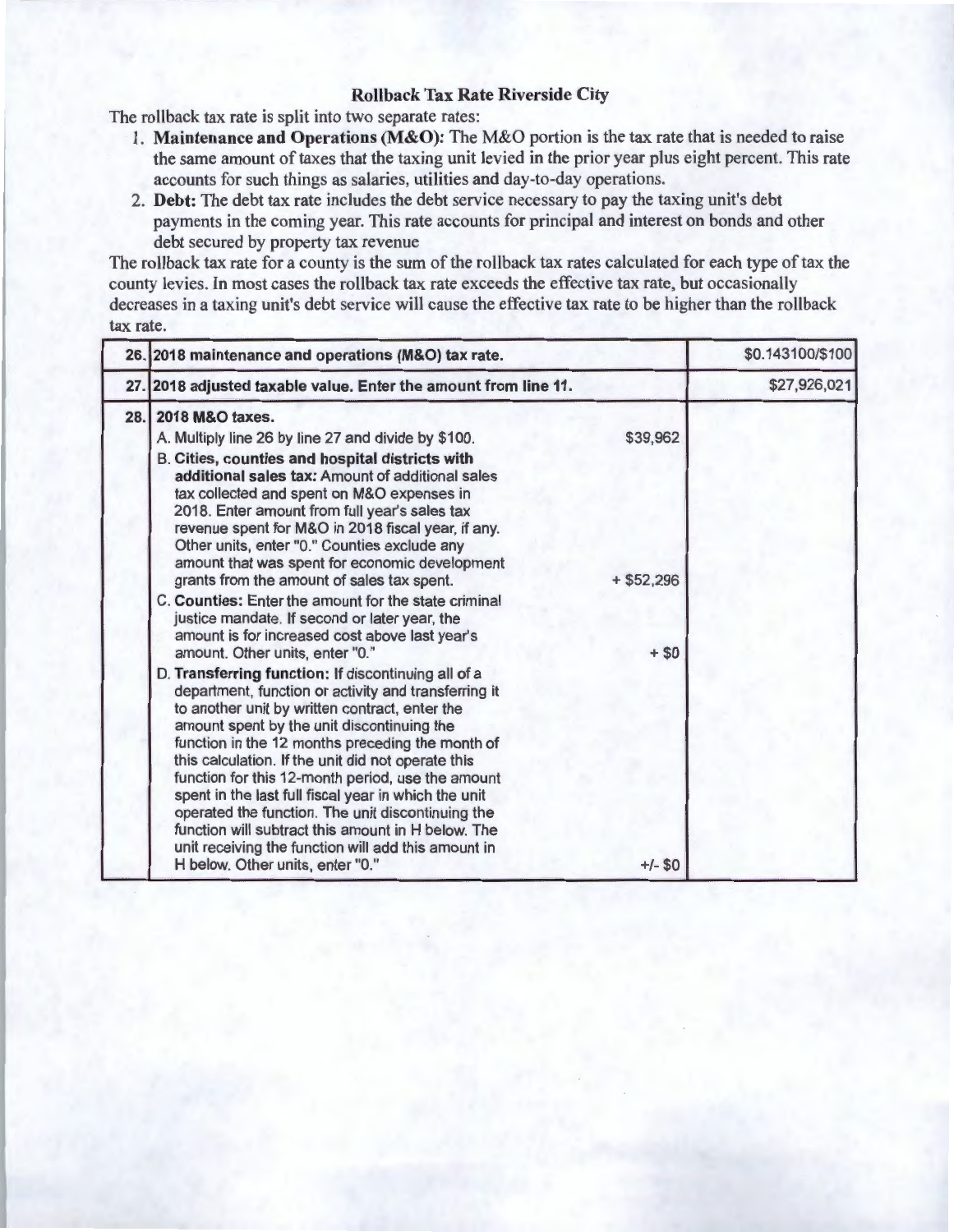## Rollback Tax Rate Riverside City

The rollback tax rate is split into two separate rates:

1. **Maintenance and Operations (M&O):** The M&O portion is the tax rate that is needed to raise the same amount of taxes that the taxing unit levied in the prior year plus eight percent. This rate accounts for such things as salaries, utilities and day-to-day operations.
2. **Debt:** The debt tax rate includes the debt service necessary to pay the taxing unit's debt payments in the coming year. This rate accounts for principal and interest on bonds and other debt secured by property tax revenue

The rollback tax rate for a county is the sum of the rollback tax rates calculated for each type of tax the county levies. In most cases the rollback tax rate exceeds the effective tax rate, but occasionally decreases in a taxing unit's debt service will cause the effective tax rate to be higher than the rollback tax rate.

| | | | |
|---|---|---|---|
| 26. | **2018 maintenance and operations (M&O) tax rate.** | | $0.143100/$100 |
| 27. | **2018 adjusted taxable value. Enter the amount from line 11.** | | $27,926,021 |
| 28. | **2018 M&O taxes.** | | |
| | A. Multiply line 26 by line 27 and divide by $100. | $39,962 | |
| | B. **Cities, counties and hospital districts with additional sales tax:** Amount of additional sales tax collected and spent on M&O expenses in 2018. Enter amount from full year's sales tax revenue spent for M&O in 2018 fiscal year, if any. Other units, enter "0." Counties exclude any amount that was spent for economic development grants from the amount of sales tax spent. | + $52,296 | |
| | C. **Counties:** Enter the amount for the state criminal justice mandate. If second or later year, the amount is for increased cost above last year's amount. Other units, enter "0." | + $0 | |
| | D. **Transferring function:** If discontinuing all of a department, function or activity and transferring it to another unit by written contract, enter the amount spent by the unit discontinuing the function in the 12 months preceding the month of this calculation. If the unit did not operate this function for this 12-month period, use the amount spent in the last full fiscal year in which the unit operated the function. The unit discontinuing the function will subtract this amount in H below. The unit receiving the function will add this amount in H below. Other units, enter "0." | +/- $0 | |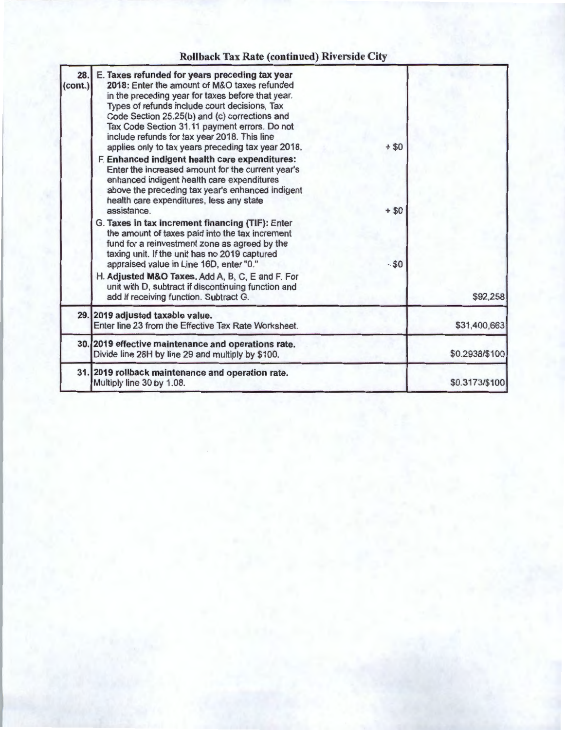## Rollback Tax Rate (continued) Riverside City

| | | | |
|---|---|---|---|
| 28. (cont.) | E. **Taxes refunded for years preceding tax year 2018:** Enter the amount of M&O taxes refunded in the preceding year for taxes before that year. Types of refunds include court decisions, Tax Code Section 25.25(b) and (c) corrections and Tax Code Section 31.11 payment errors. Do not include refunds for tax year 2018. This line applies only to tax years preceding tax year 2018. | + $0 | |
| | F. **Enhanced indigent health care expenditures:** Enter the increased amount for the current year's enhanced indigent health care expenditures above the preceding tax year's enhanced indigent health care expenditures, less any state assistance. | + $0 | |
| | G. **Taxes in tax increment financing (TIF):** Enter the amount of taxes paid into the tax increment fund for a reinvestment zone as agreed by the taxing unit. If the unit has no 2019 captured appraised value in Line 16D, enter "0." | - $0 | |
| | H. **Adjusted M&O Taxes.** Add A, B, C, E and F. For unit with D, subtract if discontinuing function and add if receiving function. Subtract G. | | $92,258 |
| 29. | **2019 adjusted taxable value.** Enter line 23 from the Effective Tax Rate Worksheet. | | $31,400,663 |
| 30. | **2019 effective maintenance and operations rate.** Divide line 28H by line 29 and multiply by $100. | | $0.2938/$100 |
| 31. | **2019 rollback maintenance and operation rate.** Multiply line 30 by 1.08. | | $0.3173/$100 |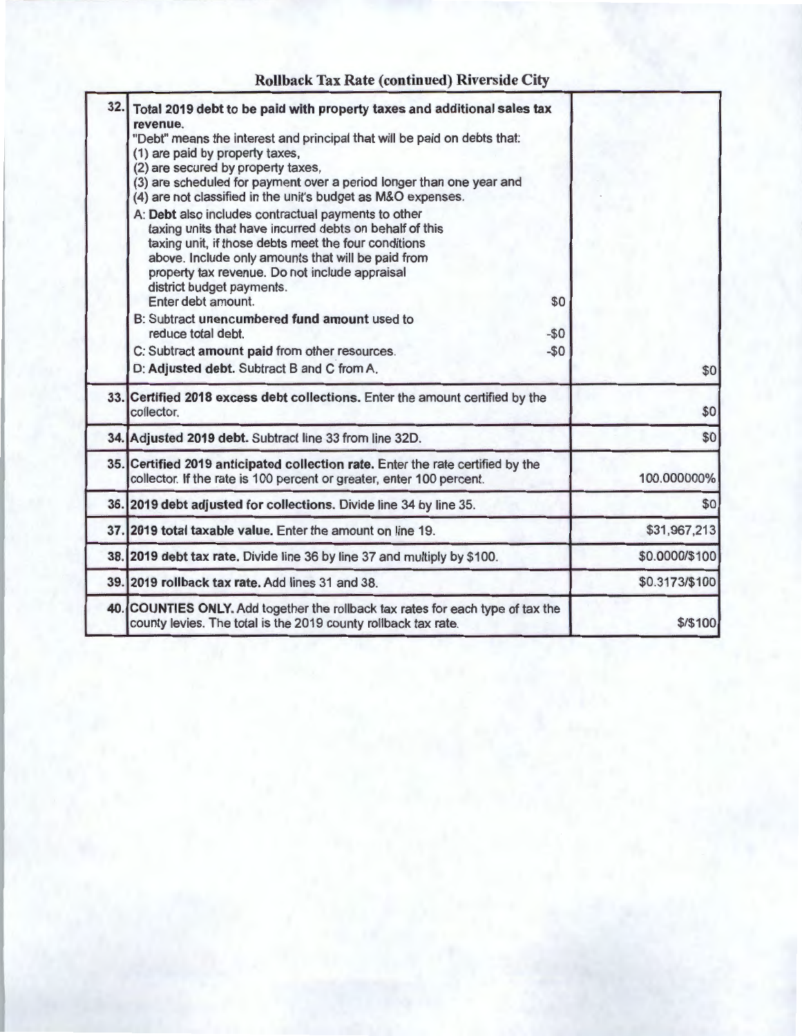## Rollback Tax Rate (continued) Riverside City

| | | |
|---|---|---|
| 32. | **Total 2019 debt to be paid with property taxes and additional sales tax revenue.**<br>"Debt" means the interest and principal that will be paid on debts that:<br>(1) are paid by property taxes,<br>(2) are secured by property taxes,<br>(3) are scheduled for payment over a period longer than one year and<br>(4) are not classified in the unit's budget as M&O expenses.<br>A: **Debt** also includes contractual payments to other taxing units that have incurred debts on behalf of this taxing unit, if those debts meet the four conditions above. Include only amounts that will be paid from property tax revenue. Do not include appraisal district budget payments.<br>Enter debt amount. $0<br>B: Subtract **unencumbered fund amount** used to reduce total debt. -$0<br>C: Subtract **amount paid** from other resources. -$0<br>D: **Adjusted debt.** Subtract B and C from A. | $0 |
| 33. | **Certified 2018 excess debt collections.** Enter the amount certified by the collector. | $0 |
| 34. | **Adjusted 2019 debt.** Subtract line 33 from line 32D. | $0 |
| 35. | **Certified 2019 anticipated collection rate.** Enter the rate certified by the collector. If the rate is 100 percent or greater, enter 100 percent. | 100.000000% |
| 36. | **2019 debt adjusted for collections.** Divide line 34 by line 35. | $0 |
| 37. | **2019 total taxable value.** Enter the amount on line 19. | $31,967,213 |
| 38. | **2019 debt tax rate.** Divide line 36 by line 37 and multiply by $100. | $0.0000/$100 |
| 39. | **2019 rollback tax rate.** Add lines 31 and 38. | $0.3173/$100 |
| 40. | **COUNTIES ONLY.** Add together the rollback tax rates for each type of tax the county levies. The total is the 2019 county rollback tax rate. | $/$100 |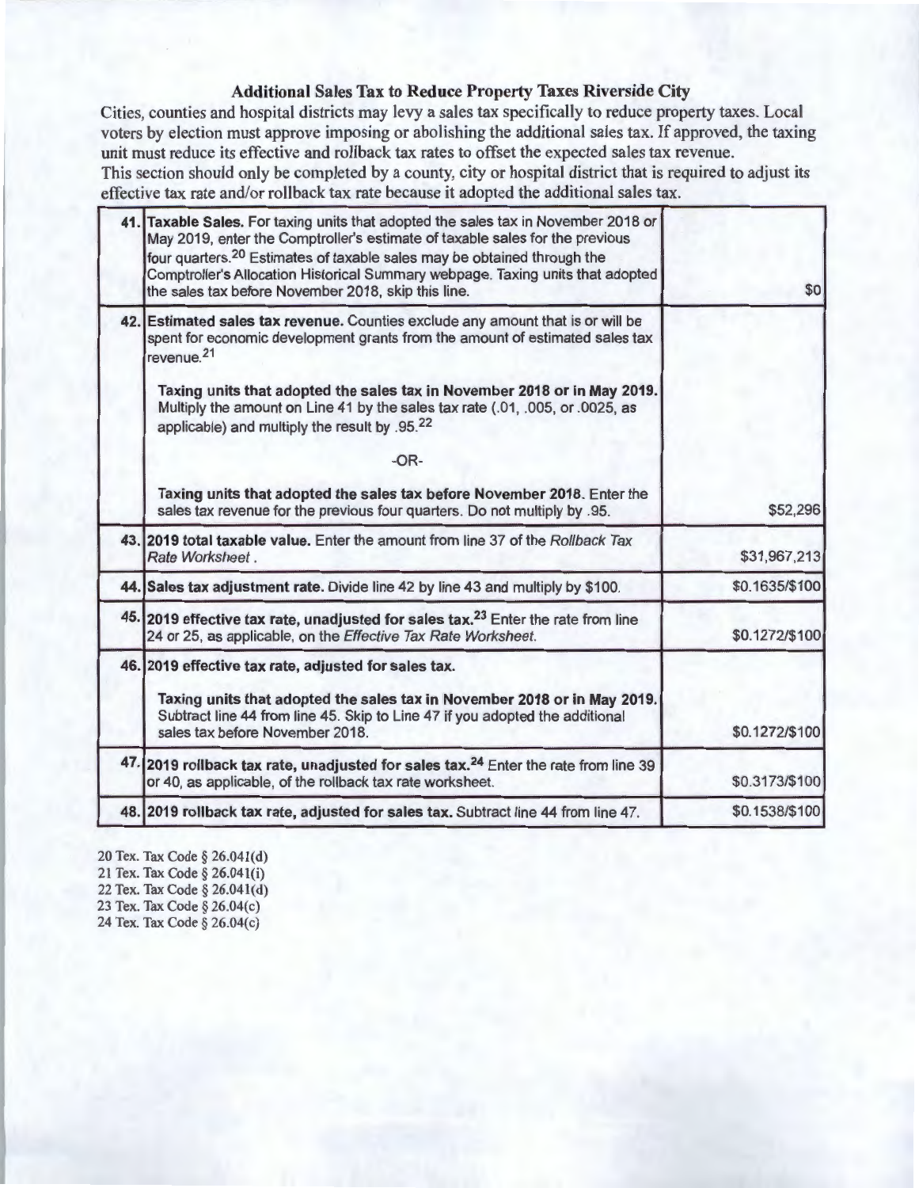## Additional Sales Tax to Reduce Property Taxes Riverside City

Cities, counties and hospital districts may levy a sales tax specifically to reduce property taxes. Local voters by election must approve imposing or abolishing the additional sales tax. If approved, the taxing unit must reduce its effective and rollback tax rates to offset the expected sales tax revenue.
This section should only be completed by a county, city or hospital district that is required to adjust its effective tax rate and/or rollback tax rate because it adopted the additional sales tax.

| | | |
|---|---|---|
| **41.** | **Taxable Sales.** For taxing units that adopted the sales tax in November 2018 or May 2019, enter the Comptroller's estimate of taxable sales for the previous four quarters.[20] Estimates of taxable sales may be obtained through the Comptroller's Allocation Historical Summary webpage. Taxing units that adopted the sales tax before November 2018, skip this line. | $0 |
| **42.** | **Estimated sales tax revenue.** Counties exclude any amount that is or will be spent for economic development grants from the amount of estimated sales tax revenue.[21]<br><br>**Taxing units that adopted the sales tax in November 2018 or in May 2019.** Multiply the amount on Line 41 by the sales tax rate (.01, .005, or .0025, as applicable) and multiply the result by .95.[22]<br><br>-OR-<br><br>**Taxing units that adopted the sales tax before November 2018.** Enter the sales tax revenue for the previous four quarters. Do not multiply by .95. | $52,296 |
| **43.** | **2019 total taxable value.** Enter the amount from line 37 of the *Rollback Tax Rate Worksheet*. | $31,967,213 |
| **44.** | **Sales tax adjustment rate.** Divide line 42 by line 43 and multiply by $100. | $0.1635/$100 |
| **45.** | **2019 effective tax rate, unadjusted for sales tax.**[23] Enter the rate from line 24 or 25, as applicable, on the *Effective Tax Rate Worksheet*. | $0.1272/$100 |
| **46.** | **2019 effective tax rate, adjusted for sales tax.**<br><br>**Taxing units that adopted the sales tax in November 2018 or in May 2019.** Subtract line 44 from line 45. Skip to Line 47 if you adopted the additional sales tax before November 2018. | $0.1272/$100 |
| **47.** | **2019 rollback tax rate, unadjusted for sales tax.**[24] Enter the rate from line 39 or 40, as applicable, of the rollback tax rate worksheet. | $0.3173/$100 |
| **48.** | **2019 rollback tax rate, adjusted for sales tax.** Subtract line 44 from line 47. | $0.1538/$100 |

20 Tex. Tax Code § 26.041(d)
21 Tex. Tax Code § 26.041(i)
22 Tex. Tax Code § 26.041(d)
23 Tex. Tax Code § 26.04(c)
24 Tex. Tax Code § 26.04(c)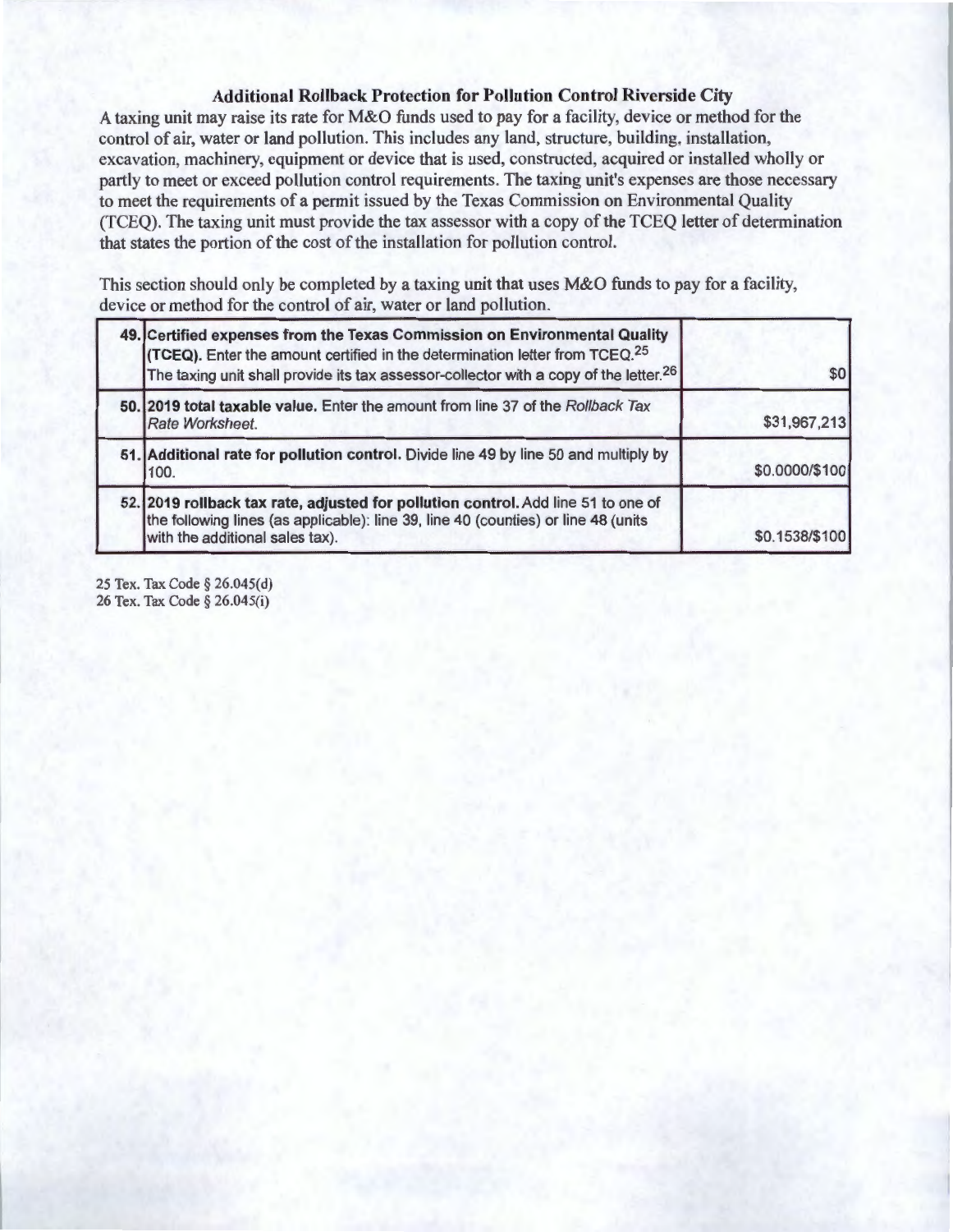## Additional Rollback Protection for Pollution Control Riverside City

A taxing unit may raise its rate for M&O funds used to pay for a facility, device or method for the control of air, water or land pollution. This includes any land, structure, building, installation, excavation, machinery, equipment or device that is used, constructed, acquired or installed wholly or partly to meet or exceed pollution control requirements. The taxing unit's expenses are those necessary to meet the requirements of a permit issued by the Texas Commission on Environmental Quality (TCEQ). The taxing unit must provide the tax assessor with a copy of the TCEQ letter of determination that states the portion of the cost of the installation for pollution control.

This section should only be completed by a taxing unit that uses M&O funds to pay for a facility, device or method for the control of air, water or land pollution.

| | | |
|---|---|---|
| 49. | **Certified expenses from the Texas Commission on Environmental Quality (TCEQ).** Enter the amount certified in the determination letter from TCEQ.[25] The taxing unit shall provide its tax assessor-collector with a copy of the letter.[26] | $0 |
| 50. | **2019 total taxable value.** Enter the amount from line 37 of the *Rollback Tax Rate Worksheet.* | $31,967,213 |
| 51. | **Additional rate for pollution control.** Divide line 49 by line 50 and multiply by 100. | $0.0000/$100 |
| 52. | **2019 rollback tax rate, adjusted for pollution control.** Add line 51 to one of the following lines (as applicable): line 39, line 40 (counties) or line 48 (units with the additional sales tax). | $0.1538/$100 |

25 Tex. Tax Code § 26.045(d)
26 Tex. Tax Code § 26.045(i)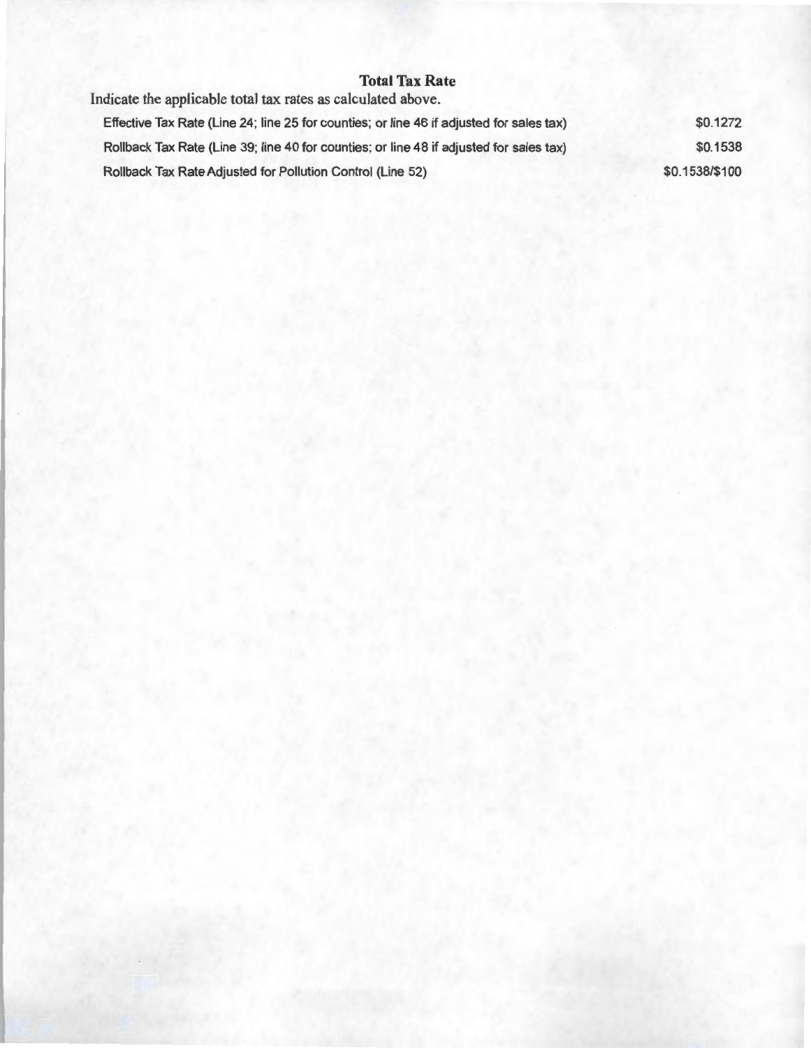## Total Tax Rate

Indicate the applicable total tax rates as calculated above.

| | |
|---|---|
| Effective Tax Rate (Line 24; line 25 for counties; or line 46 if adjusted for sales tax) | $0.1272 |
| Rollback Tax Rate (Line 39; line 40 for counties; or line 48 if adjusted for sales tax) | $0.1538 |
| Rollback Tax Rate Adjusted for Pollution Control (Line 52) | $0.1538/$100 |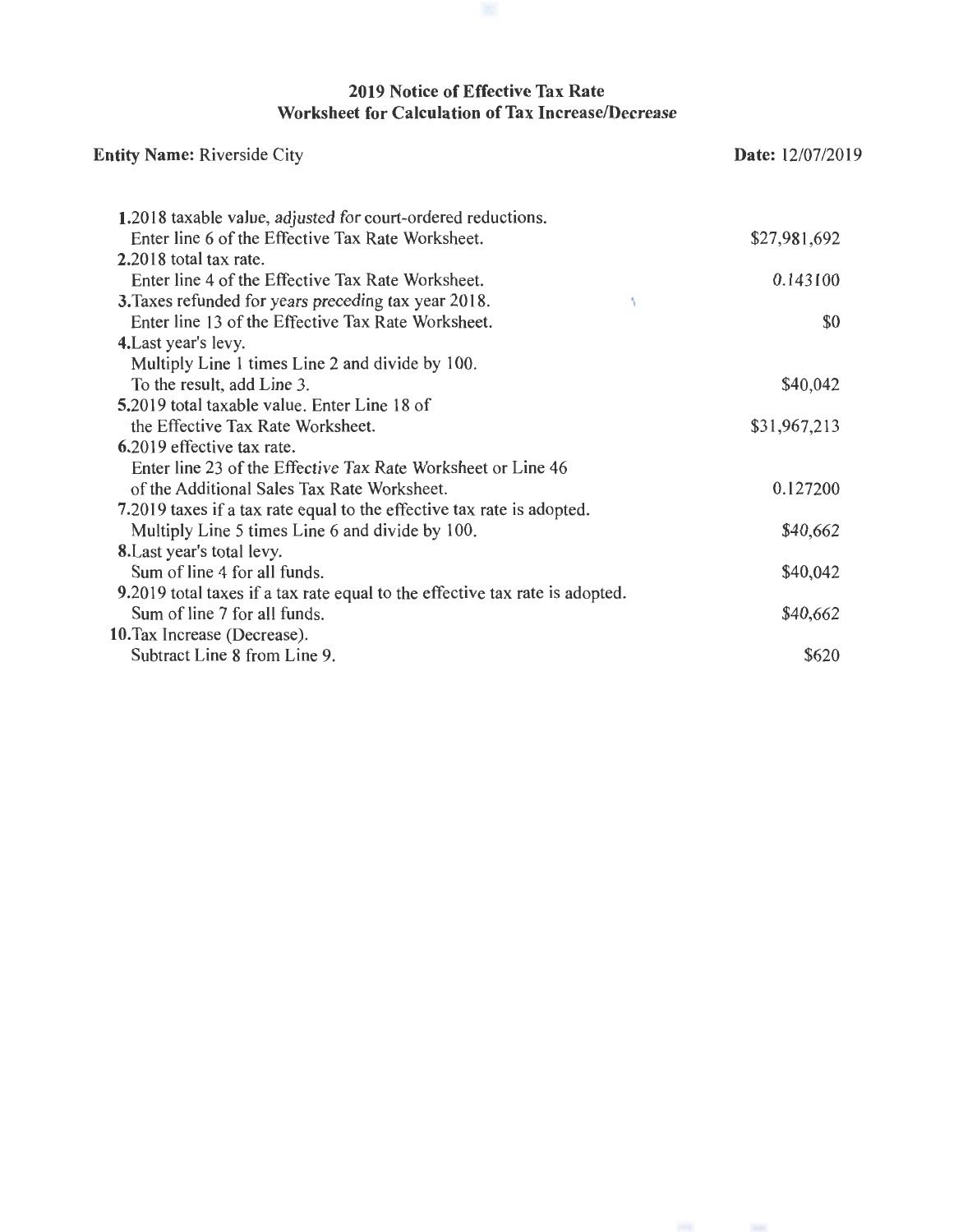**2019 Notice of Effective Tax Rate**
**Worksheet for Calculation of Tax Increase/Decrease**

**Entity Name:** Riverside City **Date:** 12/07/2019

| | |
|---|---|
| **1.** 2018 taxable value, adjusted for court-ordered reductions. Enter line 6 of the Effective Tax Rate Worksheet. | $27,981,692 |
| **2.** 2018 total tax rate. Enter line 4 of the Effective Tax Rate Worksheet. | 0.143100 |
| **3.** Taxes refunded for years preceding tax year 2018. Enter line 13 of the Effective Tax Rate Worksheet. | $0 |
| **4.** Last year's levy. Multiply Line 1 times Line 2 and divide by 100. To the result, add Line 3. | $40,042 |
| **5.** 2019 total taxable value. Enter Line 18 of the Effective Tax Rate Worksheet. | $31,967,213 |
| **6.** 2019 effective tax rate. Enter line 23 of the Effective Tax Rate Worksheet or Line 46 of the Additional Sales Tax Rate Worksheet. | 0.127200 |
| **7.** 2019 taxes if a tax rate equal to the effective tax rate is adopted. Multiply Line 5 times Line 6 and divide by 100. | $40,662 |
| **8.** Last year's total levy. Sum of line 4 for all funds. | $40,042 |
| **9.** 2019 total taxes if a tax rate equal to the effective tax rate is adopted. Sum of line 7 for all funds. | $40,662 |
| **10.** Tax Increase (Decrease). Subtract Line 8 from Line 9. | $620 |